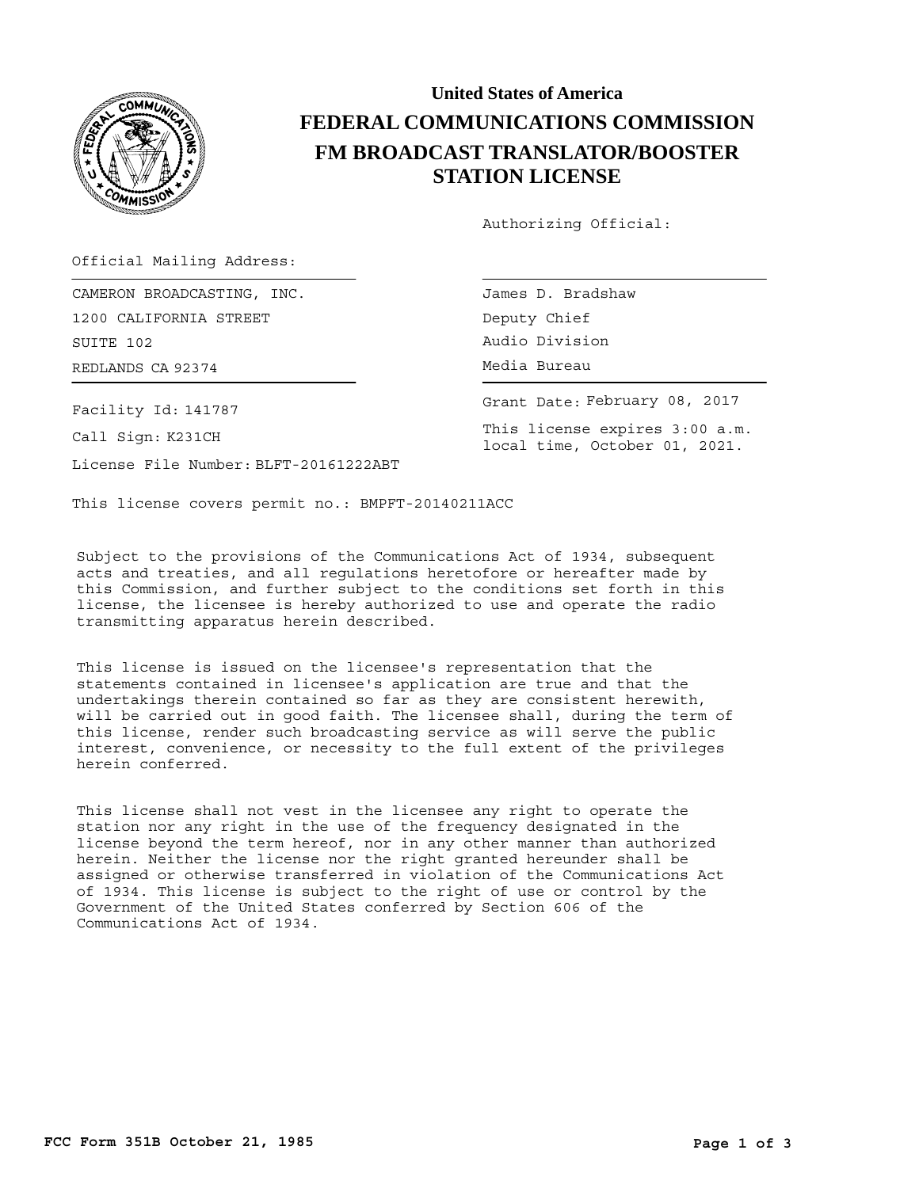# United States of America

# FEDERAL COMMUNICATIONS COMMISSION

## FM BROADCAST TRANSLATOR/BOOSTER STATION LICENSE

Authorizing Official:

Official Mailing Address:

CAMERON BROADCASTING, INC.
1200 CALIFORNIA STREET
SUITE 102
REDLANDS CA 92374

James D. Bradshaw
Deputy Chief
Audio Division
Media Bureau

Facility Id: 141787

Call Sign: K231CH

License File Number: BLFT-20161222ABT

Grant Date: February 08, 2017

This license expires 3:00 a.m. local time, October 01, 2021.

This license covers permit no.: BMPFT-20140211ACC

Subject to the provisions of the Communications Act of 1934, subsequent acts and treaties, and all regulations heretofore or hereafter made by this Commission, and further subject to the conditions set forth in this license, the licensee is hereby authorized to use and operate the radio transmitting apparatus herein described.

This license is issued on the licensee's representation that the statements contained in licensee's application are true and that the undertakings therein contained so far as they are consistent herewith, will be carried out in good faith. The licensee shall, during the term of this license, render such broadcasting service as will serve the public interest, convenience, or necessity to the full extent of the privileges herein conferred.

This license shall not vest in the licensee any right to operate the station nor any right in the use of the frequency designated in the license beyond the term hereof, nor in any other manner than authorized herein. Neither the license nor the right granted hereunder shall be assigned or otherwise transferred in violation of the Communications Act of 1934. This license is subject to the right of use or control by the Government of the United States conferred by Section 606 of the Communications Act of 1934.

FCC Form 351B October 21, 1985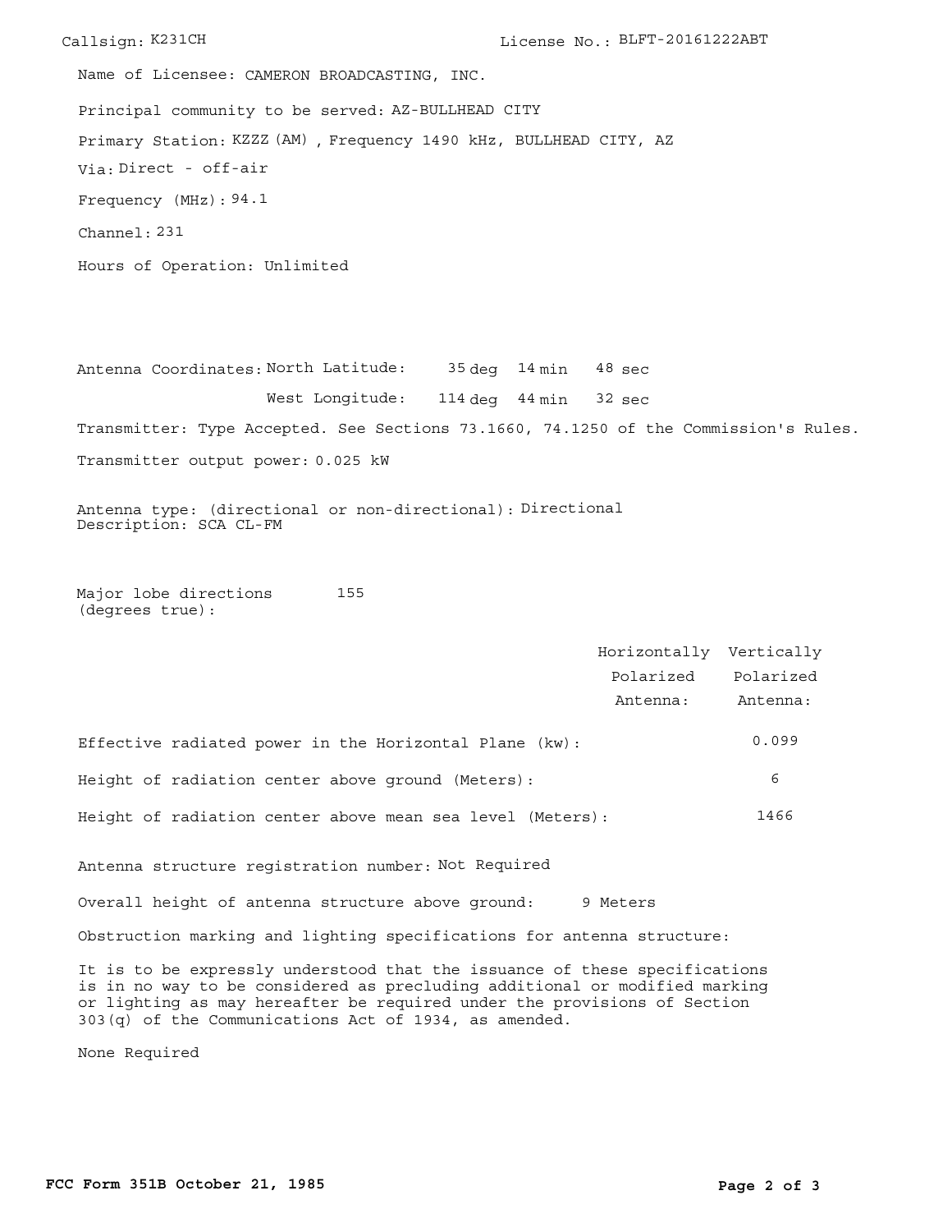Callsign: K231CH

License No.: BLFT-20161222ABT

Name of Licensee: CAMERON BROADCASTING, INC.

Principal community to be served: AZ-BULLHEAD CITY

Primary Station: KZZZ (AM) , Frequency 1490 kHz, BULLHEAD CITY, AZ

Via: Direct - off-air

Frequency (MHz): 94.1

Channel: 231

Hours of Operation: Unlimited

Antenna Coordinates: North Latitude: 35 deg 14 min 48 sec

West Longitude: 114 deg 44 min 32 sec

Transmitter: Type Accepted. See Sections 73.1660, 74.1250 of the Commission's Rules.

Transmitter output power: 0.025 kW

Antenna type: (directional or non-directional): Directional
Description: SCA CL-FM

Major lobe directions (degrees true): 155

| | Horizontally Polarized Antenna: | Vertically Polarized Antenna: |
|---|---|---|
| Effective radiated power in the Horizontal Plane (kw): | | 0.099 |
| Height of radiation center above ground (Meters): | | 6 |
| Height of radiation center above mean sea level (Meters): | | 1466 |

Antenna structure registration number: Not Required

Overall height of antenna structure above ground: 9 Meters

Obstruction marking and lighting specifications for antenna structure:

It is to be expressly understood that the issuance of these specifications is in no way to be considered as precluding additional or modified marking or lighting as may hereafter be required under the provisions of Section 303(q) of the Communications Act of 1934, as amended.

None Required

**FCC Form 351B October 21, 1985**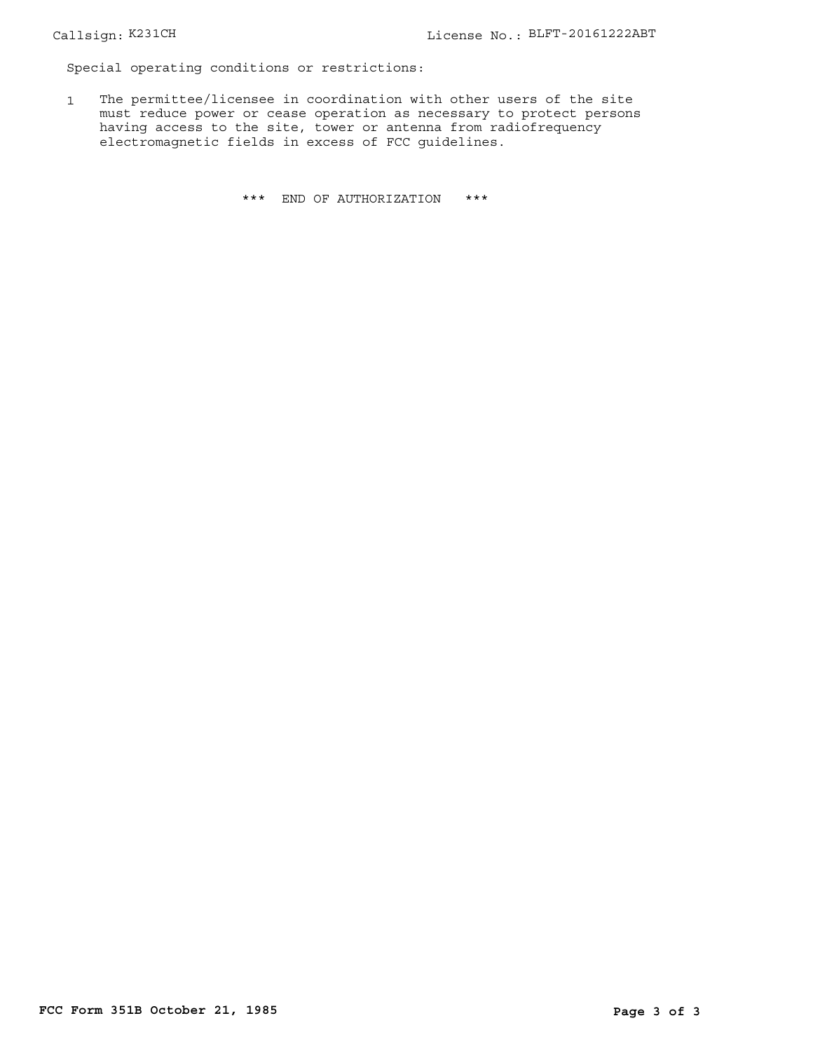Callsign: K231CH License No.: BLFT-20161222ABT

Special operating conditions or restrictions:

1. The permittee/licensee in coordination with other users of the site must reduce power or cease operation as necessary to protect persons having access to the site, tower or antenna from radiofrequency electromagnetic fields in excess of FCC guidelines.

*** END OF AUTHORIZATION ***

**FCC Form 351B October 21, 1985**